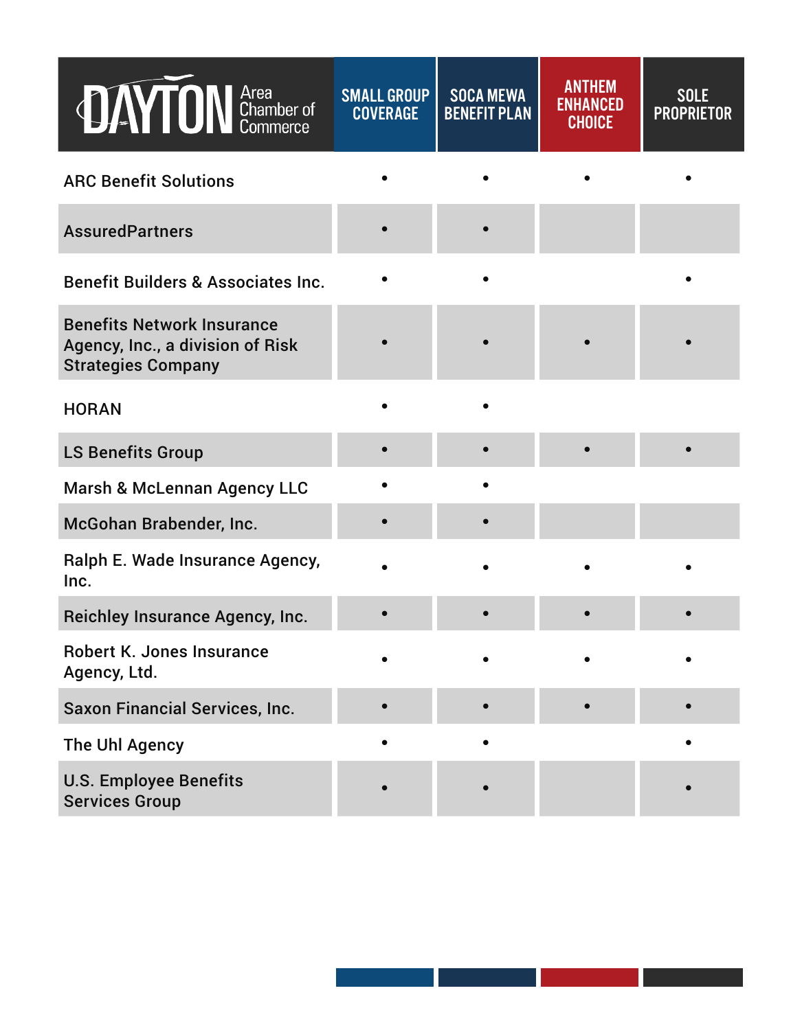| DAYTON Area Chamber of Commerce | SMALL GROUP COVERAGE | SOCA MEWA BENEFIT PLAN | ANTHEM ENHANCED CHOICE | SOLE PROPRIETOR |
|---|---|---|---|---|
| ARC Benefit Solutions | • | • | • | • |
| AssuredPartners | • | • | | |
| Benefit Builders & Associates Inc. | • | • | | • |
| Benefits Network Insurance Agency, Inc., a division of Risk Strategies Company | • | • | • | • |
| HORAN | • | • | | |
| LS Benefits Group | • | • | • | • |
| Marsh & McLennan Agency LLC | • | • | | |
| McGohan Brabender, Inc. | • | • | | |
| Ralph E. Wade Insurance Agency, Inc. | • | • | • | • |
| Reichley Insurance Agency, Inc. | • | • | • | • |
| Robert K. Jones Insurance Agency, Ltd. | • | • | • | • |
| Saxon Financial Services, Inc. | • | • | • | • |
| The Uhl Agency | • | • | | • |
| U.S. Employee Benefits Services Group | • | • | | • |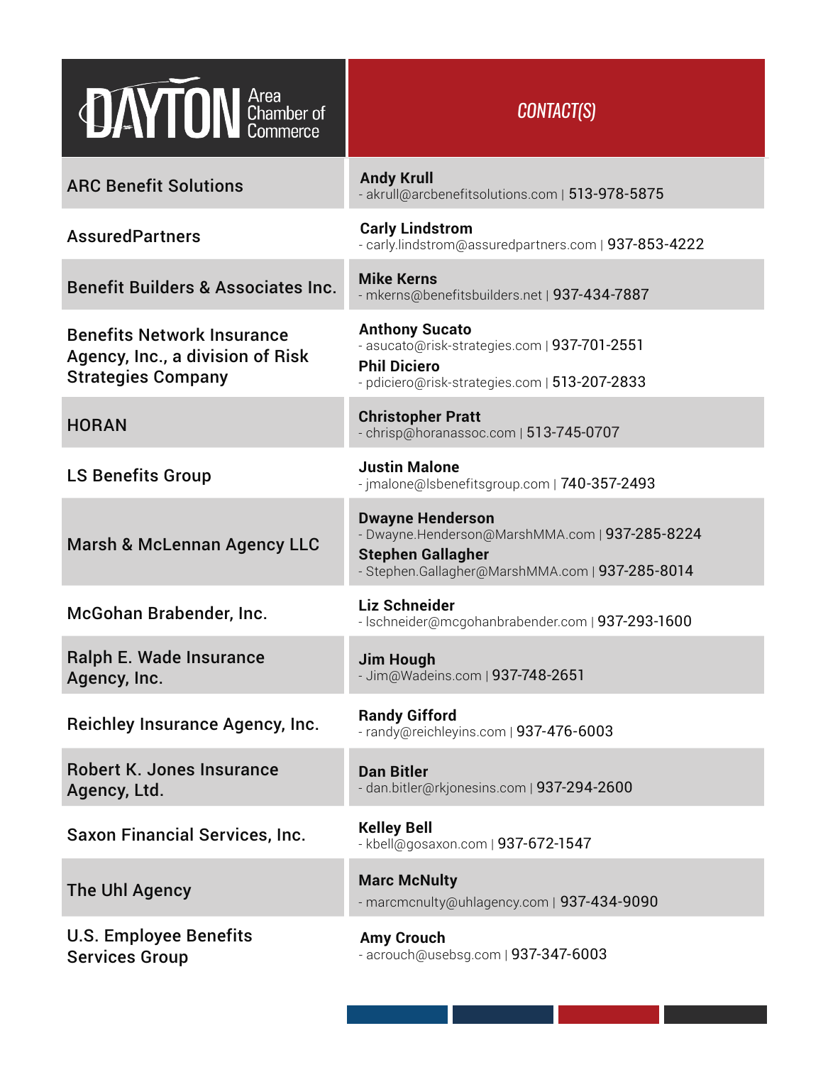| DAYTON Area Chamber of Commerce | *CONTACT(S)* |
|---|---|
| ARC Benefit Solutions | **Andy Krull**<br>- akrull@arcbenefitsolutions.com \| 513-978-5875 |
| AssuredPartners | **Carly Lindstrom**<br>- carly.lindstrom@assuredpartners.com \| 937-853-4222 |
| Benefit Builders & Associates Inc. | **Mike Kerns**<br>- mkerns@benefitsbuilders.net \| 937-434-7887 |
| Benefits Network Insurance Agency, Inc., a division of Risk Strategies Company | **Anthony Sucato**<br>- asucato@risk-strategies.com \| 937-701-2551<br>**Phil Diciero**<br>- pdiciero@risk-strategies.com \| 513-207-2833 |
| HORAN | **Christopher Pratt**<br>- chrisp@horanassoc.com \| 513-745-0707 |
| LS Benefits Group | **Justin Malone**<br>- jmalone@lsbenefitsgroup.com \| 740-357-2493 |
| Marsh & McLennan Agency LLC | **Dwayne Henderson**<br>- Dwayne.Henderson@MarshMMA.com \| 937-285-8224<br>**Stephen Gallagher**<br>- Stephen.Gallagher@MarshMMA.com \| 937-285-8014 |
| McGohan Brabender, Inc. | **Liz Schneider**<br>- lschneider@mcgohanbrabender.com \| 937-293-1600 |
| Ralph E. Wade Insurance Agency, Inc. | **Jim Hough**<br>- Jim@Wadeins.com \| 937-748-2651 |
| Reichley Insurance Agency, Inc. | **Randy Gifford**<br>- randy@reichleyins.com \| 937-476-6003 |
| Robert K. Jones Insurance Agency, Ltd. | **Dan Bitler**<br>- dan.bitler@rkjonesins.com \| 937-294-2600 |
| Saxon Financial Services, Inc. | **Kelley Bell**<br>- kbell@gosaxon.com \| 937-672-1547 |
| The Uhl Agency | **Marc McNulty**<br>- marcmcnulty@uhlagency.com \| 937-434-9090 |
| U.S. Employee Benefits Services Group | **Amy Crouch**<br>- acrouch@usebsg.com \| 937-347-6003 |